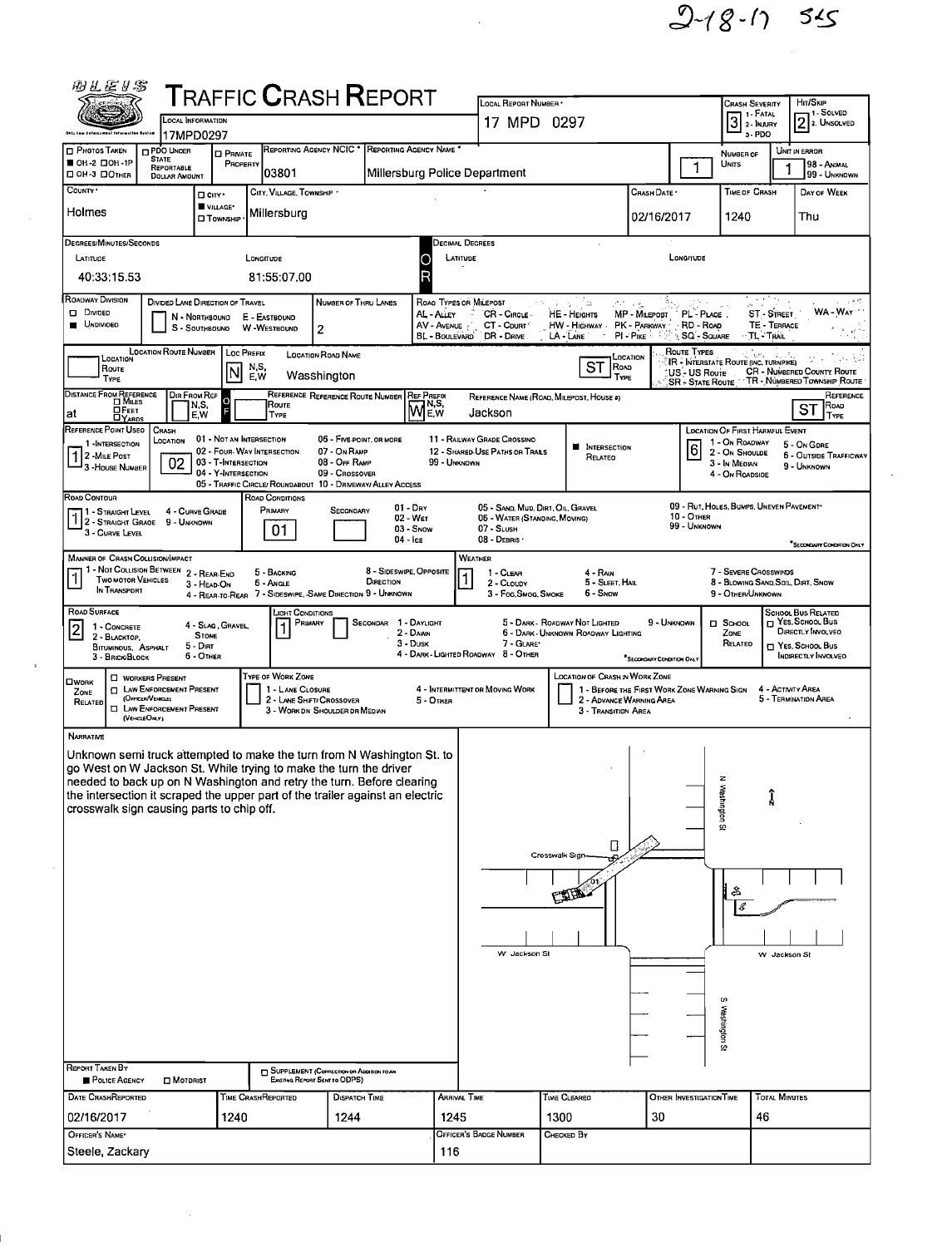2-18-17 SLS

# Traffic Crash Report

| Field | Value |
|---|---|
| Local Information | 17MPD0297 |
| Local Report Number | 17 MPD 0297 |
| Crash Severity | 3 (1 - Fatal, 2 - Injury, 3 - PDO) |
| Hit/Skip | 2 (1 - Solved, 2 - Unsolved) |
| Photos Taken | OH-2 |
| Reporting Agency NCIC | 03801 |
| Reporting Agency Name | Millersburg Police Department |
| Number of Units | 1 |
| Unit in Error | 1 |
| County | Holmes |
| City, Village, Township | Village - Millersburg |
| Crash Date | 02/16/2017 |
| Time of Crash | 1240 |
| Day of Week | Thu |

**Degrees/Minutes/Seconds**

| Latitude | Longitude |
|---|---|
| 40:33:15.53 | 81:55:07.00 |

**Roadway Division:** Undivided

**Number of Thru Lanes:** 2

| Location Route Type | Loc Prefix | Location Road Name | Location Road Type |
|---|---|---|---|
| | N | Washington | ST |

| Distance From Reference | Dir From Ref | Reference Route Type | Ref Prefix | Reference Name | Reference Road Type |
|---|---|---|---|---|---|
| at | | | W | Jackson | ST |

**Reference Point Used:** 1 - Intersection

**Crash Location:** 02 - Four-Way Intersection

**Intersection Related:** Yes

**Location of First Harmful Event:** 6 - Outside Trafficway

**Road Contour:** 1 - Straight Level

**Road Conditions (Primary):** 01 - Dry

**Manner of Crash Collision/Impact:** 1 - Not Collision Between Two Motor Vehicles in Transport

**Weather:** 1 - Clear

**Road Surface:** 2 - Blacktop, Bituminous, Asphalt

**Light Conditions (Primary):** 1 - Daylight

## Narrative

Unknown semi truck attempted to make the turn from N Washington St. to go West on W Jackson St. While trying to make the turn the driver needed to back up on N Washington and retry the turn. Before clearing the intersection it scraped the upper part of the trailer against an electric crosswalk sign causing parts to chip off.

Diagram labels: N Washington St; Crosswalk Sign; 01; W Jackson St; W Jackson St; S Washington St

| Report Taken By | |
|---|---|
| Police Agency | |

| Date Crash Reported | Time Crash Reported | Dispatch Time | Arrival Time | Time Cleared | Other Investigation Time | Total Minutes |
|---|---|---|---|---|---|---|
| 02/16/2017 | 1240 | 1244 | 1245 | 1300 | 30 | 46 |

| Officer's Name | Officer's Badge Number | Checked By |
|---|---|---|
| Steele, Zackary | 116 | |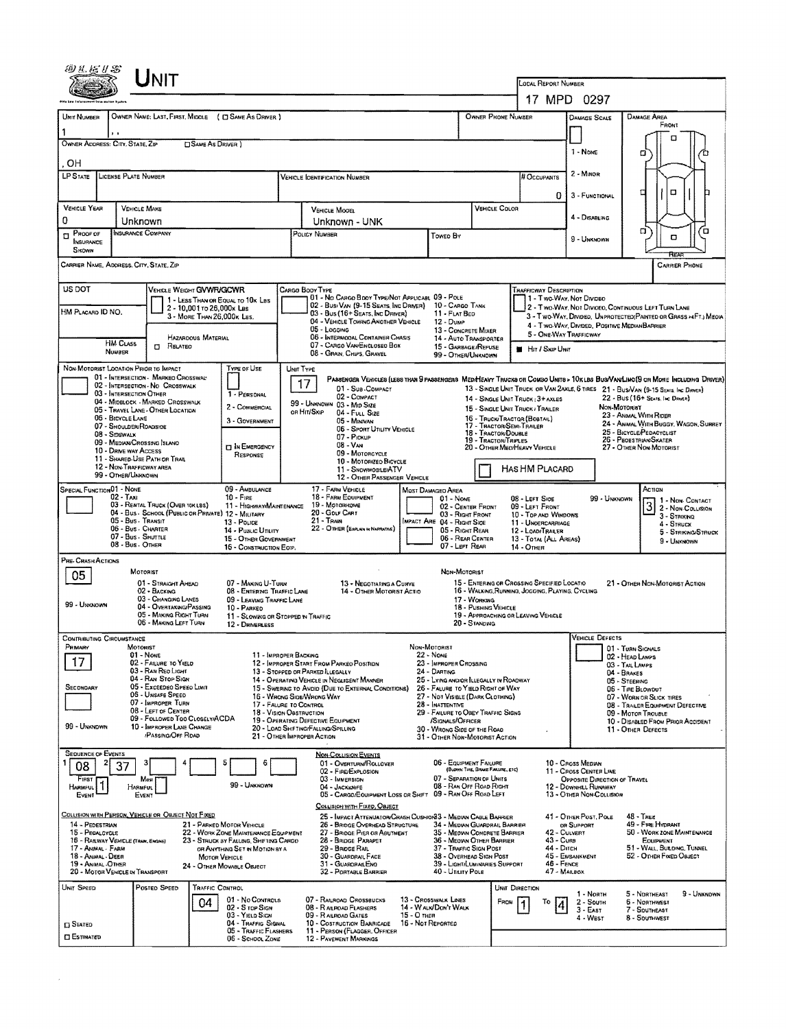# UNIT

LOCAL REPORT NUMBER: 17 MPD 0297

| UNIT NUMBER | OWNER NAME: LAST, FIRST, MIDDLE (☐ SAME AS DRIVER) | OWNER PHONE NUMBER | DAMAGE SCALE | DAMAGE AREA |
|---|---|---|---|---|
| 1 | , , | | | FRONT |

OWNER ADDRESS: CITY, STATE, ZIP ☐ SAME AS DRIVER )
, OH

DAMAGE SCALE: 1 - NONE; 2 - MINOR; 3 - FUNCTIONAL; 4 - DISABLING; 9 - UNKNOWN

| LP STATE | LICENSE PLATE NUMBER | VEHICLE IDENTIFICATION NUMBER | # OCCUPANTS |
|---|---|---|---|
| | | | 0 |

| VEHICLE YEAR | VEHICLE MAKE | VEHICLE MODEL | VEHICLE COLOR |
|---|---|---|---|
| 0 | Unknown | Unknown - UNK | |

☐ PROOF OF INSURANCE SHOWN | INSURANCE COMPANY | POLICY NUMBER | TOWED BY

CARRIER NAME, ADDRESS, CITY, STATE, ZIP | CARRIER PHONE

US DOT | VEHICLE WEIGHT GVWR/GCWR: 1 - LESS THAN OR EQUAL TO 10K LBS; 2 - 10,001 TO 26,000K LBS; 3 - MORE THAN 26,000K LBS.

HM PLACARD ID NO. | HM CLASS NUMBER | ☐ RELATED | HAZARDOUS MATERIAL

CARGO BODY TYPE: 01 - NO CARGO BODY TYPE/NOT APPLICABLE; 02 - BUS/VAN (9-15 SEATS, INC DRIVER); 03 - BUS (16+ SEATS, INC DRIVER); 04 - VEHICLE TOWING ANOTHER VEHICLE; 05 - LOGGING; 06 - INTERMODAL CONTAINER CHASIS; 07 - CARGO VAN/ENCLOSED BOX; 08 - GRAIN, CHIPS, GRAVEL; 09 - POLE; 10 - CARGO TANK; 11 - FLAT BED; 12 - DUMP; 13 - CONCRETE MIXER; 14 - AUTO TRANSPORTER; 15 - GARBAGE/REFUSE; 99 - OTHER/UNKNOWN

TRAFFICWAY DESCRIPTION: 1 - TWO-WAY, NOT DIVIDED; 2 - TWO-WAY, NOT DIVIDED, CONTINUOUS LEFT TURN LANE; 3 - TWO-WAY, DIVIDED, UNPROTECTED(PAINTED OR GRASS >4FT.) MEDIA; 4 - TWO-WAY, DIVIDED, POSITIVE MEDIAN BARRIER; 5 - ONE-WAY TRAFFICWAY

■ HIT / SKIP UNIT

NON-MOTORIST LOCATION PRIOR TO IMPACT: 01 - INTERSECTION - MARKED CROSSWALK; 02 - INTERSECTION - NO CROSSWALK; 03 - INTERSECTION OTHER; 04 - MIDBLOCK - MARKED CROSSWALK; 05 - TRAVEL LANE - OTHER LOCATION; 06 - BICYCLE LANE; 07 - SHOULDER/ROADSIDE; 08 - SIDEWALK; 09 - MEDIAN/CROSSING ISLAND; 10 - DRIVE WAY ACCESS; 11 - SHARED-USE PATH OR TRAIL; 12 - NON-TRAFFICWAY AREA; 99 - OTHER/UNKNOWN

TYPE OF USE: 1 - PERSONAL; 2 - COMMERCIAL; 3 - GOVERNMENT; ☐ IN EMERGENCY RESPONSE

UNIT TYPE: 17

PASSENGER VEHICLES (LESS THAN 9 PASSENGERS): 01 - SUB-COMPACT; 02 - COMPACT; 99 - UNKNOWN 03 - MID SIZE OR HIT/SKIP; 04 - FULL SIZE; 05 - MINIVAN; 06 - SPORT UTILITY VEHICLE; 07 - PICKUP; 08 - VAN; 09 - MOTORCYCLE; 10 - MOTORIZED BICYCLE; 11 - SNOWMOBILE/ATV; 12 - OTHER PASSENGER VEHICLE

MED/HEAVY TRUCKS OR COMBO UNITS > 10K LBS BUS/VAN/LIMO(9 OR MORE INCLUDING DRIVER): 13 - SINGLE UNIT TRUCK OR VAN 2AXLE, 6 TIRES; 14 - SINGLE UNIT TRUCK: 3+ AXLES; 15 - SINGLE UNIT TRUCK / TRAILER; 16 - TRUCK/TRACTOR (BOBTAIL); 17 - TRACTOR/SEMI-TRAILER; 18 - TRACTOR/DOUBLE; 19 - TRACTOR/TRIPLES; 20 - OTHER MED/HEAVY VEHICLE; 21 - BUS/VAN (9-15 SEATS, INC DRIVER); 22 - BUS (16+ SEATS, INC DRIVER)

NON-MOTORIST: 23 - ANIMAL WITH RIDER; 24 - ANIMAL WITH BUGGY, WAGON, SURREY; 25 - BICYCLE/PEDACYCLIST; 26 - PEDESTRIAN/SKATER; 27 - OTHER NON-MOTORIST

☐ HAS HM PLACARD

SPECIAL FUNCTION: 01 - NONE; 02 - TAXI; 03 - RENTAL TRUCK (OVER 10K LBS); 04 - BUS - SCHOOL (PUBLIC OR PRIVATE); 05 - BUS - TRANSIT; 06 - BUS - CHARTER; 07 - BUS - SHUTTLE; 08 - BUS - OTHER; 09 - AMBULANCE; 10 - FIRE; 11 - HIGHWAY/MAINTENANCE; 12 - MILITARY; 13 - POLICE; 14 - PUBLIC UTILITY; 15 - OTHER GOVERNMENT; 16 - CONSTRUCTION EQIP.; 17 - FARM VEHICLE; 18 - FARM EQUIPMENT; 19 - MOTORHOME; 20 - GOLF CART; 21 - TRAIN; 22 - OTHER (EXPLAIN IN NARRATIVE)

MOST DAMAGED AREA: 01 - NONE; 02 - CENTER FRONT; 03 - RIGHT FRONT; IMPACT ARE 04 - RIGHT SIDE; 05 - RIGHT REAR; 06 - REAR CENTER; 07 - LEFT REAR; 08 - LEFT SIDE; 09 - LEFT FRONT; 10 - TOP AND WINDOWS; 11 - UNDERCARRIAGE; 12 - LOAD/TRAILER; 13 - TOTAL (ALL AREAS); 14 - OTHER; 99 - UNKNOWN

ACTION: 3 — 1 - NON-CONTACT; 2 - NON-COLLISION; 3 - STRIKING; 4 - STRUCK; 5 - STRIKING/STRUCK; 9 - UNKNOWN

PRE-CRASH ACTIONS: 05

MOTORIST: 01 - STRAIGHT AHEAD; 02 - BACKING; 03 - CHANGING LANES; 04 - OVERTAKING/PASSING; 05 - MAKING RIGHT TURN; 06 - MAKING LEFT TURN; 07 - MAKING U-TURN; 08 - ENTERING TRAFFIC LANE; 09 - LEAVING TRAFFIC LANE; 10 - PARKED; 11 - SLOWING OR STOPPED IN TRAFFIC; 12 - DRIVERLESS; 13 - NEGOTIATING A CURVE; 14 - OTHER MOTORIST ACTIO; 99 - UNKNOWN

NON-MOTORIST: 15 - ENTERING OR CROSSING SPECIFIED LOCATIO; 16 - WALKING, RUNNING, JOGGING, PLAYING, CYCLING; 17 - WORKING; 18 - PUSHING VEHICLE; 19 - APPROACHING OR LEAVING VEHICLE; 20 - STANDING; 21 - OTHER NON-MOTORIST ACTION

CONTRIBUTING CIRCUMSTANCE: PRIMARY 17; SECONDARY; 99 - UNKNOWN

MOTORIST: 01 - NONE; 02 - FAILURE TO YIELD; 03 - RAN RED LIGHT; 04 - RAN STOP SIGN; 05 - EXCEEDED SPEED LIMIT; 06 - UNSAFE SPEED; 07 - IMPROPER TURN; 08 - LEFT OF CENTER; 09 - FOLLOWED TOO CLOSELY/ACDA; 10 - IMPROPER LANE CHANGE /PASSING/OFF ROAD; 11 - IMPROPER BACKING; 12 - IMPROPER START FROM PARKED POSITION; 13 - STOPPED OR PARKED ILLEGALLY; 14 - OPERATING VEHICLE IN NEGLIGENT MANNER; 15 - SWERING TO AVOID (DUE TO EXTERNAL CONDITIONS); 16 - WRONG SIDE/WRONG WAY; 17 - FAILURE TO CONTROL; 18 - VISION OBSTRUCTION; 19 - OPERATING DEFECTIVE EQUIPMENT; 20 - LOAD SHIFTING/FALLING/SPILLING; 21 - OTHER IMPROPER ACTION

NON-MOTORIST: 22 - NONE; 23 - IMPROPER CROSSING; 24 - DARTING; 25 - LYING AND/OR ILLEGALLY IN ROADWAY; 26 - FAILURE TO YIELD RIGHT OF WAY; 27 - NOT VISIBLE (DARK CLOTHING); 28 - INATTENTIVE; 29 - FAILURE TO OBEY TRAFFIC SIGNS /SIGNALS/OFFICER; 30 - WRONG SIDE OF THE ROAD; 31 - OTHER NON-MOTORIST ACTION

VEHICLE DEFECTS: 01 - TURN SIGNALS; 02 - HEAD LAMPS; 03 - TAIL LAMPS; 04 - BRAKES; 05 - STEERING; 06 - TIRE BLOWOUT; 07 - WORN OR SLICK TIRES; 08 - TRAILER EQUIPMENT DEFECTIVE; 09 - MOTOR TROUBLE; 10 - DISABLED FROM PRIOR ACCIDENT; 11 - OTHER DEFECTS

SEQUENCE OF EVENTS: 1: 08; 2: 37; 3; 4; 5; 6

FIRST HARMFUL EVENT: 1 | MOST HARMFUL EVENT: | 99 - UNKNOWN

NON-COLLISION EVENTS: 01 - OVERTURN/ROLLOVER; 02 - FIRE/EXPLOSION; 03 - IMMERSION; 04 - JACKKNIFE; 05 - CARGO/EQUIPMENT LOSS OR SHIFT; 06 - EQUIPMENT FAILURE (BLOWN TIRE, BRAKE FAILURE, ETC); 07 - SEPARATION OF UNITS; 08 - RAN OFF ROAD RIGHT; 09 - RAN OFF ROAD LEFT; 10 - CROSS MEDIAN; 11 - CROSS CENTER LINE OPPOSITE DIRECTION OF TRAVEL; 12 - DOWNHILL RUNAWAY; 13 - OTHER NON-COLLISION

COLLISION WITH PERSON, VEHICLE OR OBJECT NOT FIXED: 14 - PEDESTRIAN; 15 - PEDALCYCLE; 16 - RAILWAY VEHICLE (TRAIN, ENGINE); 17 - ANIMAL - FARM; 18 - ANIMAL - DEER; 19 - ANIMAL - OTHER; 20 - MOTOR VEHICLE IN TRANSPORT; 21 - PARKED MOTOR VEHICLE; 22 - WORK ZONE MAINTENANCE EQUIPMENT; 23 - STRUCK BY FALLING, SHIFTING CARGO OR ANYTHING SET IN MOTION BY A MOTOR VEHICLE; 24 - OTHER MOVABLE OBJECT

COLLISION WITH FIXED, OBJECT: 25 - IMPACT ATTENUATOR/CRASH CUSHION; 26 - BRIDGE OVERHEAD STRUCTURE; 27 - BRIDGE PIER OR ABUTMENT; 28 - BRIDGE PARAPET; 29 - BRIDGE RAIL; 30 - GUARDRAIL FACE; 31 - GUARDRAIL END; 32 - PORTABLE BARRIER; 33 - MEDIAN CABLE BARRIER; 34 - MEDIAN GUARDRAIL BARRIER; 35 - MEDIAN CONCRETE BARRIER; 36 - MEDIAN OTHER BARRIER; 37 - TRAFFIC SIGN POST; 38 - OVERHEAD SIGN POST; 39 - LIGHT/LUMINARIES SUPPORT; 40 - UTILITY POLE; 41 - OTHER POST, POLE OR SUPPORT; 42 - CULVERT; 43 - CURB; 44 - DITCH; 45 - EMBANKMENT; 46 - FENCE; 47 - MAILBOX; 48 - TREE; 49 - FIRE HYDRANT; 50 - WORK ZONE MAINTENANCE EQUIPMENT; 51 - WALL, BUILDING, TUNNEL; 52 - OTHER FIXED OBJECT

UNIT SPEED | POSTED SPEED | TRAFFIC CONTROL: 04

☐ STATED ☐ ESTIMATED

TRAFFIC CONTROL: 01 - NO CONTROLS; 02 - STOP SIGN; 03 - YIELD SIGN; 04 - TRAFFIC SIGNAL; 05 - TRAFFIC FLASHERS; 06 - SCHOOL ZONE; 07 - RAILROAD CROSSBUCKS; 08 - RAILROAD FLASHERS; 09 - RAILROAD GATES; 10 - COSTRUCTION BARRICADE; 11 - PERSON (FLAGGER, OFFICER; 12 - PAVEMENT MARKINGS; 13 - CROSSWALK LINES; 14 - WALK/DON'T WALK; 15 - OTHER; 16 - NOT REPORTED

UNIT DIRECTION: FROM 1 TO 4

1 - NORTH; 2 - SOUTH; 3 - EAST; 4 - WEST; 5 - NORTHEAST; 6 - NORTHWEST; 7 - SOUTHEAST; 8 - SOUTHWEST; 9 - UNKNOWN